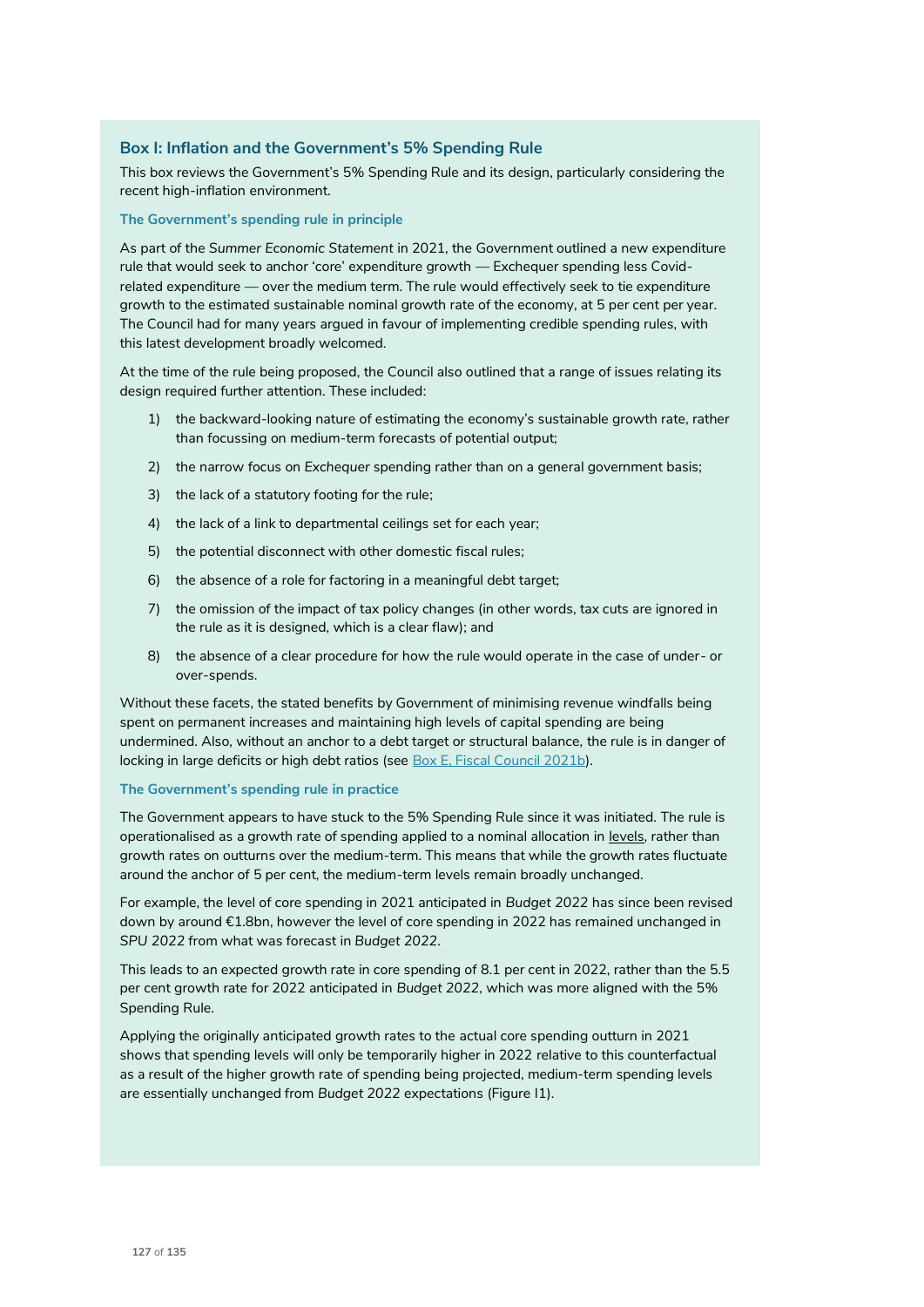## Box I: Inflation and the Government's 5% Spending Rule

This box reviews the Government's 5% Spending Rule and its design, particularly considering the recent high-inflation environment.

### The Government's spending rule in principle

As part of the *Summer Economic Statement* in 2021, the Government outlined a new expenditure rule that would seek to anchor 'core' expenditure growth — Exchequer spending less Covid-related expenditure — over the medium term. The rule would effectively seek to tie expenditure growth to the estimated sustainable nominal growth rate of the economy, at 5 per cent per year. The Council had for many years argued in favour of implementing credible spending rules, with this latest development broadly welcomed.

At the time of the rule being proposed, the Council also outlined that a range of issues relating its design required further attention. These included:

1) the backward-looking nature of estimating the economy's sustainable growth rate, rather than focussing on medium-term forecasts of potential output;
2) the narrow focus on *Exchequer* spending rather than on a general government basis;
3) the lack of a statutory footing for the rule;
4) the lack of a link to departmental ceilings set for each year;
5) the potential disconnect with other domestic fiscal rules;
6) the absence of a role for factoring in a meaningful debt target;
7) the omission of the impact of tax policy changes (in other words, tax cuts are ignored in the rule as it is designed, which is a clear flaw); and
8) the absence of a clear procedure for how the rule would operate in the case of under- or over-spends.

Without these facets, the stated benefits by Government of minimising revenue windfalls being spent on permanent increases and maintaining high levels of capital spending are being undermined. Also, without an anchor to a debt target or structural balance, the rule is in danger of locking in large deficits or high debt ratios (see Box E, Fiscal Council 2021b).

### The Government's spending rule in practice

The Government appears to have stuck to the 5% Spending Rule since it was initiated. The rule is operationalised as a growth rate of spending applied to a nominal allocation in levels, rather than growth rates on outturns over the medium-term. This means that while the growth rates fluctuate around the anchor of 5 per cent, the medium-term levels remain broadly unchanged.

For example, the level of core spending in 2021 anticipated in *Budget 2022* has since been revised down by around €1.8bn, however the level of core spending in 2022 has remained unchanged in *SPU 2022* from what was forecast in *Budget 2022*.

This leads to an expected growth rate in core spending of 8.1 per cent in 2022, rather than the 5.5 per cent growth rate for 2022 anticipated in *Budget 2022*, which was more aligned with the 5% Spending Rule.

Applying the originally anticipated growth rates to the actual core spending outturn in 2021 shows that spending levels will only be temporarily higher in 2022 relative to this counterfactual as a result of the higher growth rate of spending being projected, medium-term spending levels are essentially unchanged from *Budget 2022* expectations (Figure I1).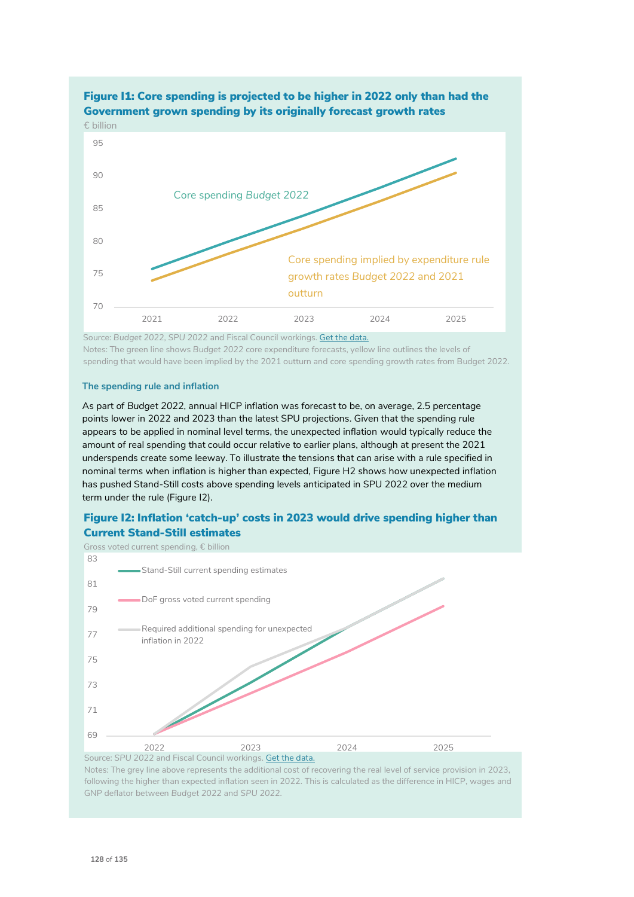### Figure I1: Core spending is projected to be higher in 2022 only than had the Government grown spending by its originally forecast growth rates

€ billion

Source: *Budget 2022*, *SPU 2022* and Fiscal Council workings. Get the data.
Notes: The green line shows Budget 2022 core expenditure forecasts, yellow line outlines the levels of spending that would have been implied by the 2021 outturn and core spending growth rates from Budget 2022.

#### The spending rule and inflation

As part of *Budget 2022*, annual HICP inflation was forecast to be, on average, 2.5 percentage points lower in 2022 and 2023 than the latest SPU projections. Given that the spending rule appears to be applied in nominal level terms, the unexpected inflation would typically reduce the amount of real spending that could occur relative to earlier plans, although at present the 2021 underspends create some leeway. To illustrate the tensions that can arise with a rule specified in nominal terms when inflation is higher than expected, Figure H2 shows how unexpected inflation has pushed Stand-Still costs above spending levels anticipated in SPU 2022 over the medium term under the rule (Figure I2).

### Figure I2: Inflation 'catch-up' costs in 2023 would drive spending higher than Current Stand-Still estimates

Gross voted current spending, € billion

Source: SPU 2022 and Fiscal Council workings. Get the data.
Notes: The grey line above represents the additional cost of recovering the real level of service provision in 2023, following the higher than expected inflation seen in 2022. This is calculated as the difference in HICP, wages and GNP deflator between *Budget 2022* and *SPU 2022*.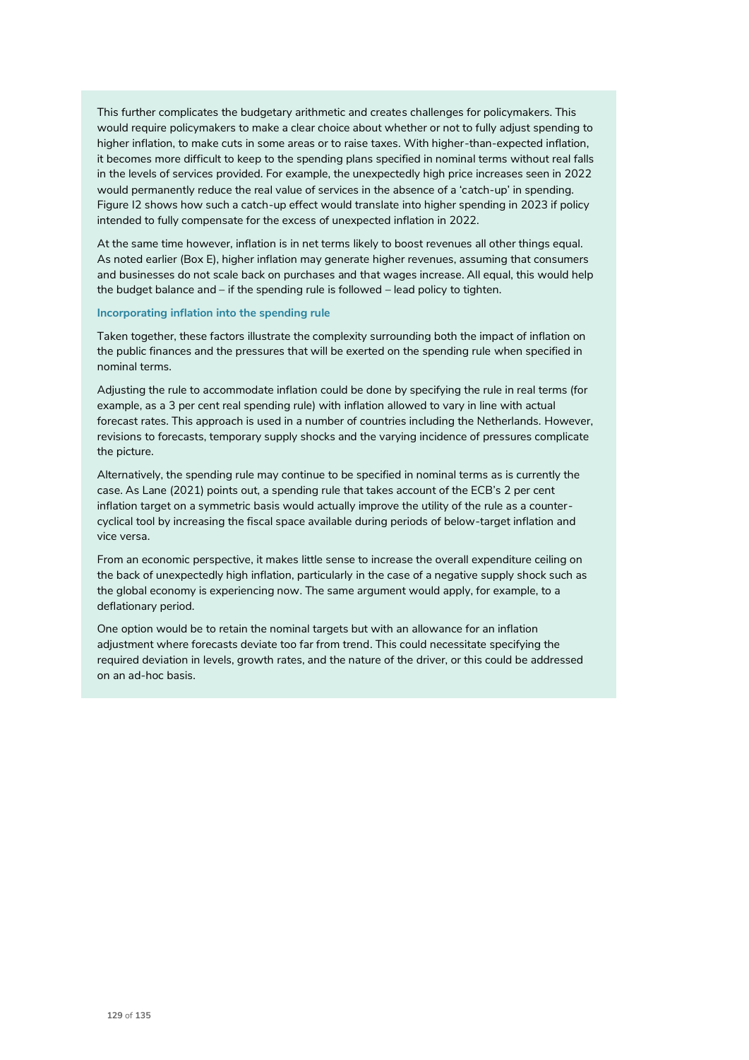This further complicates the budgetary arithmetic and creates challenges for policymakers. This would require policymakers to make a clear choice about whether or not to fully adjust spending to higher inflation, to make cuts in some areas or to raise taxes. With higher-than-expected inflation, it becomes more difficult to keep to the spending plans specified in nominal terms without real falls in the levels of services provided. For example, the unexpectedly high price increases seen in 2022 would permanently reduce the real value of services in the absence of a 'catch-up' in spending. Figure I2 shows how such a catch-up effect would translate into higher spending in 2023 if policy intended to fully compensate for the excess of unexpected inflation in 2022.

At the same time however, inflation is in net terms likely to boost revenues all other things equal. As noted earlier (Box E), higher inflation may generate higher revenues, assuming that consumers and businesses do not scale back on purchases and that wages increase. All equal, this would help the budget balance and – if the spending rule is followed – lead policy to tighten.

**Incorporating inflation into the spending rule**

Taken together, these factors illustrate the complexity surrounding both the impact of inflation on the public finances and the pressures that will be exerted on the spending rule when specified in nominal terms.

Adjusting the rule to accommodate inflation could be done by specifying the rule in real terms (for example, as a 3 per cent real spending rule) with inflation allowed to vary in line with actual forecast rates. This approach is used in a number of countries including the Netherlands. However, revisions to forecasts, temporary supply shocks and the varying incidence of pressures complicate the picture.

Alternatively, the spending rule may continue to be specified in nominal terms as is currently the case. As Lane (2021) points out, a spending rule that takes account of the ECB's 2 per cent inflation target on a symmetric basis would actually improve the utility of the rule as a counter-cyclical tool by increasing the fiscal space available during periods of below-target inflation and vice versa.

From an economic perspective, it makes little sense to increase the overall expenditure ceiling on the back of unexpectedly high inflation, particularly in the case of a negative supply shock such as the global economy is experiencing now. The same argument would apply, for example, to a deflationary period.

One option would be to retain the nominal targets but with an allowance for an inflation adjustment where forecasts deviate too far from trend. This could necessitate specifying the required deviation in levels, growth rates, and the nature of the driver, or this could be addressed on an ad-hoc basis.